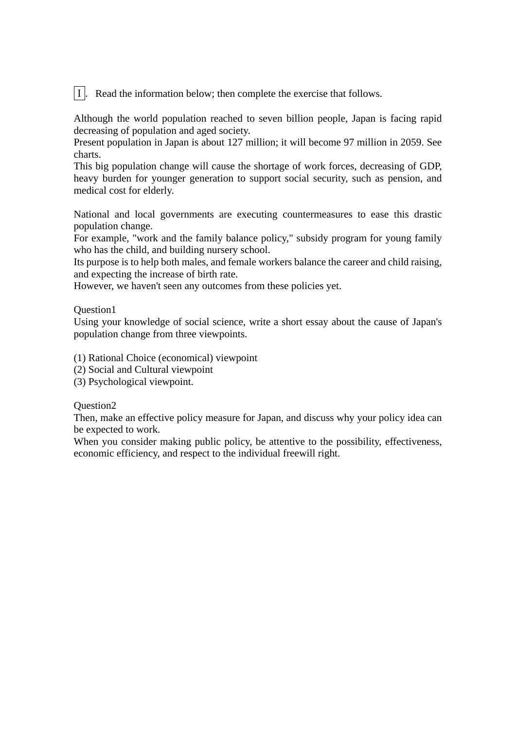Ⅰ. Read the information below; then complete the exercise that follows.

Although the world population reached to seven billion people, Japan is facing rapid decreasing of population and aged society.
Present population in Japan is about 127 million; it will become 97 million in 2059. See charts.
This big population change will cause the shortage of work forces, decreasing of GDP, heavy burden for younger generation to support social security, such as pension, and medical cost for elderly.

National and local governments are executing countermeasures to ease this drastic population change.
For example, "work and the family balance policy," subsidy program for young family who has the child, and building nursery school.
Its purpose is to help both males, and female workers balance the career and child raising, and expecting the increase of birth rate.
However, we haven't seen any outcomes from these policies yet.

Question1
Using your knowledge of social science, write a short essay about the cause of Japan's population change from three viewpoints.

(1) Rational Choice (economical) viewpoint
(2) Social and Cultural viewpoint
(3) Psychological viewpoint.

Question2
Then, make an effective policy measure for Japan, and discuss why your policy idea can be expected to work.
When you consider making public policy, be attentive to the possibility, effectiveness, economic efficiency, and respect to the individual freewill right.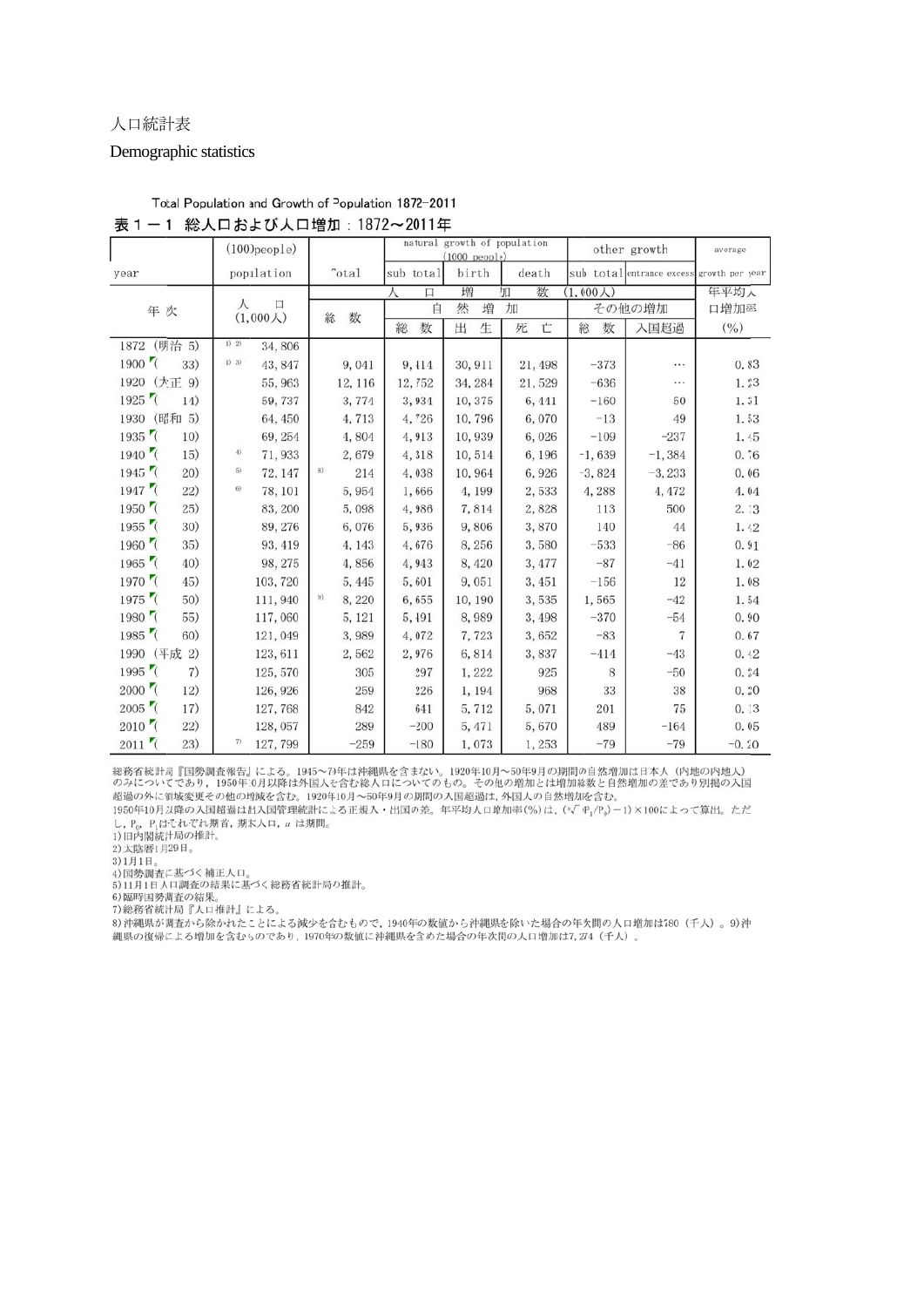人口統計表

Demographic statistics

Total Population and Growth of Population 1872-2011

表１－１ 総人口および人口増加：1872～2011年

| year<br>年次 | (100)people population<br>人口<br>(1,000人) | Total<br>総数 | natural growth of population (1000 people)<br>自然増加<br>sub total<br>総数 | birth<br>出生 | death<br>死亡 | other growth<br>その他の増加<br>sub total<br>総数 | entrance excess<br>入国超過 | average growth per year<br>年平均人口増加率<br>(%) |
|---|---|---|---|---|---|---|---|---|
| 1872（明治 5） | 1) 2) 34,806 | | | | | | | |
| 1900 〃（ 33） | 1) 3) 43,847 | 9,041 | 9,414 | 30,911 | 21,498 | −373 | … | 0.83 |
| 1920（大正 9） | 55,963 | 12,116 | 12,752 | 34,284 | 21,529 | −636 | … | 1.23 |
| 1925 〃（ 14） | 59,737 | 3,774 | 3,934 | 10,375 | 6,441 | −160 | 50 | 1.31 |
| 1930（昭和 5） | 64,450 | 4,713 | 4,726 | 10,796 | 6,070 | −13 | 49 | 1.53 |
| 1935 〃（ 10） | 69,254 | 4,804 | 4,913 | 10,939 | 6,026 | −109 | −237 | 1.45 |
| 1940 〃（ 15） | 4) 71,933 | 2,679 | 4,318 | 10,514 | 6,196 | −1,639 | −1,384 | 0.76 |
| 1945 〃（ 20） | 5) 72,147 | 8) 214 | 4,038 | 10,964 | 6,926 | −3,824 | −3,233 | 0.06 |
| 1947 〃（ 22） | 6) 78,101 | 5,954 | 1,666 | 4,199 | 2,533 | 4,288 | 4,472 | 4.04 |
| 1950 〃（ 25） | 83,200 | 5,098 | 4,986 | 7,814 | 2,828 | 113 | 500 | 2.13 |
| 1955 〃（ 30） | 89,276 | 6,076 | 5,936 | 9,806 | 3,870 | 140 | 44 | 1.42 |
| 1960 〃（ 35） | 93,419 | 4,143 | 4,676 | 8,256 | 3,580 | −533 | −86 | 0.91 |
| 1965 〃（ 40） | 98,275 | 4,856 | 4,943 | 8,420 | 3,477 | −87 | −41 | 1.02 |
| 1970 〃（ 45） | 103,720 | 5,445 | 5,601 | 9,051 | 3,451 | −156 | 12 | 1.08 |
| 1975 〃（ 50） | 111,940 | 9) 8,220 | 6,655 | 10,190 | 3,535 | 1,565 | −42 | 1.54 |
| 1980 〃（ 55） | 117,060 | 5,121 | 5,491 | 8,989 | 3,498 | −370 | −54 | 0.90 |
| 1985 〃（ 60） | 121,049 | 3,989 | 4,072 | 7,723 | 3,652 | −83 | 7 | 0.67 |
| 1990（平成 2） | 123,611 | 2,562 | 2,976 | 6,814 | 3,837 | −414 | −43 | 0.42 |
| 1995 〃（ 7） | 125,570 | 305 | 297 | 1,222 | 925 | 8 | −50 | 0.24 |
| 2000 〃（ 12） | 126,926 | 259 | 226 | 1,194 | 968 | 33 | 38 | 0.20 |
| 2005 〃（ 17） | 127,768 | 842 | 641 | 5,712 | 5,071 | 201 | 75 | 0.13 |
| 2010 〃（ 22） | 128,057 | 289 | −200 | 5,471 | 5,670 | 489 | −164 | 0.05 |
| 2011 〃（ 23） | 7) 127,799 | −259 | −180 | 1,073 | 1,253 | −79 | −79 | −0.20 |

総務省統計局『国勢調査報告』による。1945～70年は沖縄県を含まない。1920年10月～50年9月の期間の自然増加は日本人（内地の内地人）のみについてであり，1950年10月以降は外国人を含む総人口についてのもの。その他の増加とは増加総数と自然増加の差であり別掲の入国超過の外に領域変更その他の増減を含む。1920年10月～50年9月の期間の入国超過は，外国人の自然増加を含む。

1950年10月以降の入国超過は出入国管理統計による正規入・出国の差。年平均人口増加率(%)は，$(\sqrt[n]{P_1/P_0}-1)\times100$によって算出。ただし，$P_0$，$P_1$はそれぞれ期首，期末人口，$n$ は期間。

1)旧内閣統計局の推計。

2)太陰暦1月29日。

3)1月1日。

4)国勢調査に基づく補正人口。

5)11月1日人口調査の結果に基づく総務省統計局の推計。

6)臨時国勢調査の結果。

7)総務省統計局『人口推計』による。

8)沖縄県が調査から除かれたことによる減少を含むもので，1940年の数値から沖縄県を除いた場合の年次間の人口増加は780（千人）。9)沖縄県の復帰による増加を含むものであり，1970年の数値に沖縄県を含めた場合の年次間の人口増加は7,274（千人）。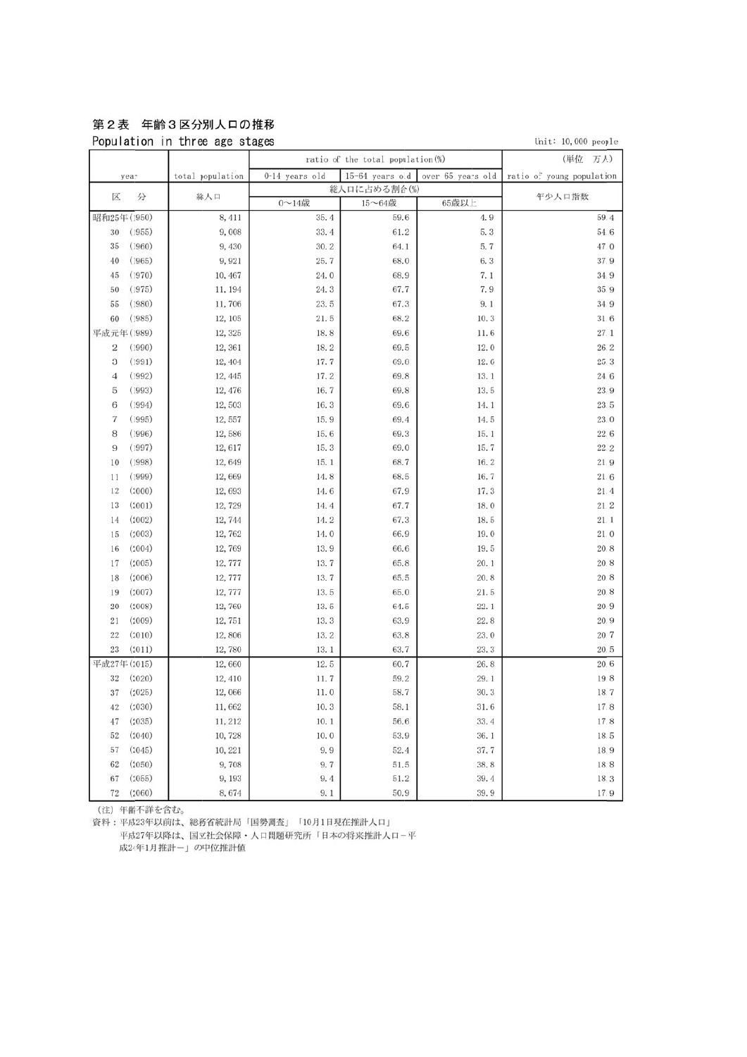# 第２表　年齢３区分別人口の推移

## Population in three age stages

Unit: 10,000 people

(単位　万人)

| year | total population | ratio of the total population(%) | | | ratio of young population |
|---|---|---|---|---|---|
| | | 0-14 years old | 15-64 years old | over 65 years old | |
| 区　分 | 総人口 | 総人口に占める割合(%) | | | 年少人口指数 |
| | | 0～14歳 | 15～64歳 | 65歳以上 | |
| 昭和25年(1950) | 8,411 | 35.4 | 59.6 | 4.9 | 59.4 |
| 30 (1955) | 9,008 | 33.4 | 61.2 | 5.3 | 54.6 |
| 35 (1960) | 9,430 | 30.2 | 64.1 | 5.7 | 47.0 |
| 40 (1965) | 9,921 | 25.7 | 68.0 | 6.3 | 37.9 |
| 45 (1970) | 10,467 | 24.0 | 68.9 | 7.1 | 34.9 |
| 50 (1975) | 11,194 | 24.3 | 67.7 | 7.9 | 35.9 |
| 55 (1980) | 11,706 | 23.5 | 67.3 | 9.1 | 34.9 |
| 60 (1985) | 12,105 | 21.5 | 68.2 | 10.3 | 31.6 |
| 平成元年(1989) | 12,325 | 18.8 | 69.6 | 11.6 | 27.1 |
| 2 (1990) | 12,361 | 18.2 | 69.5 | 12.0 | 26.2 |
| 3 (1991) | 12,404 | 17.7 | 69.8 | 12.6 | 25.3 |
| 4 (1992) | 12,445 | 17.2 | 69.8 | 13.1 | 24.6 |
| 5 (1993) | 12,476 | 16.7 | 69.8 | 13.5 | 23.9 |
| 6 (1994) | 12,503 | 16.3 | 69.6 | 14.1 | 23.5 |
| 7 (1995) | 12,557 | 15.9 | 69.4 | 14.5 | 23.0 |
| 8 (1996) | 12,586 | 15.6 | 69.3 | 15.1 | 22.6 |
| 9 (1997) | 12,617 | 15.3 | 69.0 | 15.7 | 22.2 |
| 10 (1998) | 12,649 | 15.1 | 68.7 | 16.2 | 21.9 |
| 11 (1999) | 12,669 | 14.8 | 68.5 | 16.7 | 21.6 |
| 12 (2000) | 12,693 | 14.6 | 67.9 | 17.3 | 21.4 |
| 13 (2001) | 12,729 | 14.4 | 67.7 | 18.0 | 21.2 |
| 14 (2002) | 12,744 | 14.2 | 67.3 | 18.5 | 21.1 |
| 15 (2003) | 12,762 | 14.0 | 66.9 | 19.0 | 21.0 |
| 16 (2004) | 12,769 | 13.9 | 66.6 | 19.5 | 20.8 |
| 17 (2005) | 12,777 | 13.7 | 65.8 | 20.1 | 20.8 |
| 18 (2006) | 12,777 | 13.7 | 65.5 | 20.8 | 20.8 |
| 19 (2007) | 12,777 | 13.5 | 65.0 | 21.5 | 20.8 |
| 20 (2008) | 12,769 | 13.5 | 64.5 | 22.1 | 20.9 |
| 21 (2009) | 12,751 | 13.3 | 63.9 | 22.8 | 20.9 |
| 22 (2010) | 12,806 | 13.2 | 63.8 | 23.0 | 20.7 |
| 23 (2011) | 12,780 | 13.1 | 63.7 | 23.3 | 20.5 |
| 平成27年(2015) | 12,660 | 12.5 | 60.7 | 26.8 | 20.6 |
| 32 (2020) | 12,410 | 11.7 | 59.2 | 29.1 | 19.8 |
| 37 (2025) | 12,066 | 11.0 | 58.7 | 30.3 | 18.7 |
| 42 (2030) | 11,662 | 10.3 | 58.1 | 31.6 | 17.8 |
| 47 (2035) | 11,212 | 10.1 | 56.6 | 33.4 | 17.8 |
| 52 (2040) | 10,728 | 10.0 | 53.9 | 36.1 | 18.5 |
| 57 (2045) | 10,221 | 9.9 | 52.4 | 37.7 | 18.9 |
| 62 (2050) | 9,708 | 9.7 | 51.5 | 38.8 | 18.8 |
| 67 (2055) | 9,193 | 9.4 | 51.2 | 39.4 | 18.3 |
| 72 (2060) | 8,674 | 9.1 | 50.9 | 39.9 | 17.9 |

(注) 年齢不詳を含む。

資料：平成23年以前は、総務省統計局「国勢調査」「10月1日現在推計人口」

平成27年以降は、国立社会保障・人口問題研究所「日本の将来推計人口－平成24年1月推計－」の中位推計値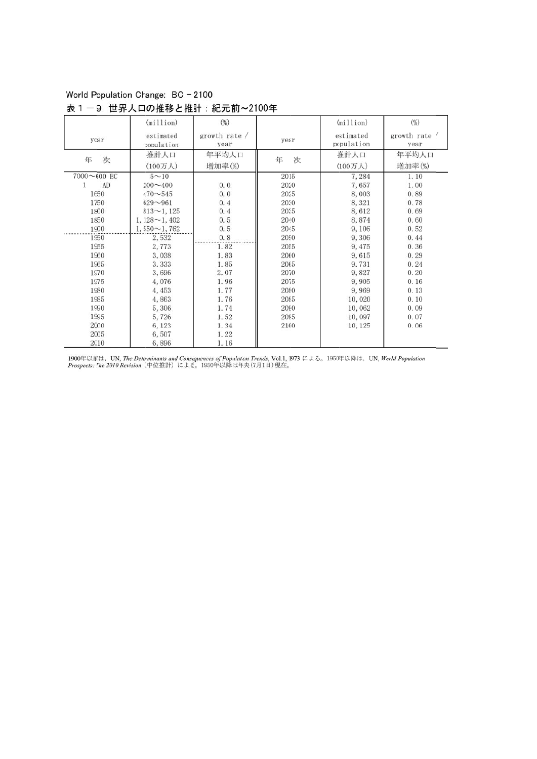World Population Change: BC – 2100

表１－９ 世界人口の推移と推計：紀元前～2100年

| year | (million) estimated population | (%) growth rate / year | year | (million) estimated population | (%) growth rate / year |
|---|---|---|---|---|---|
| 年　次 | 推計人口 (100万人) | 年平均人口増加率(%) | 年　次 | 推計人口 (100万人) | 年平均人口増加率(%) |
| 7000～600 BC | 5～10 | | 2015 | 7, 284 | 1. 10 |
| 1　AD | 200～400 | 0. 0 | 2020 | 7, 657 | 1. 00 |
| 1650 | 470～545 | 0. 0 | 2025 | 8, 003 | 0. 89 |
| 1750 | 629～961 | 0. 4 | 2030 | 8, 321 | 0. 78 |
| 1800 | 813～1, 125 | 0. 4 | 2035 | 8, 612 | 0. 69 |
| 1850 | 1, 128～1, 402 | 0. 5 | 2040 | 8, 874 | 0. 60 |
| 1900 | 1, 550～1, 762 | 0. 5 | 2045 | 9, 106 | 0. 52 |
| 1950 | 2, 532 | 0. 8 | 2050 | 9, 306 | 0. 44 |
| 1955 | 2, 773 | 1. 82 | 2055 | 9, 475 | 0. 36 |
| 1960 | 3, 038 | 1. 83 | 2060 | 9, 615 | 0. 29 |
| 1965 | 3, 333 | 1. 85 | 2065 | 9, 731 | 0. 24 |
| 1970 | 3, 696 | 2. 07 | 2070 | 9, 827 | 0. 20 |
| 1975 | 4, 076 | 1. 96 | 2075 | 9, 905 | 0. 16 |
| 1980 | 4, 453 | 1. 77 | 2080 | 9, 969 | 0. 13 |
| 1985 | 4, 863 | 1. 76 | 2085 | 10, 020 | 0. 10 |
| 1990 | 5, 306 | 1. 74 | 2090 | 10, 062 | 0. 09 |
| 1995 | 5, 726 | 1. 52 | 2095 | 10, 097 | 0. 07 |
| 2000 | 6, 123 | 1. 34 | 2100 | 10, 125 | 0. 06 |
| 2005 | 6, 507 | 1. 22 | | | |
| 2010 | 6, 896 | 1. 16 | | | |

1900年以前は，UN, *The Determinants and Consequences of Population Trends*, Vol.1, 1973 による。1950年以降は，UN, *World Population Prospects: The 2010 Revision*（中位推計）による。1950年以降は年央(7月1日)現在。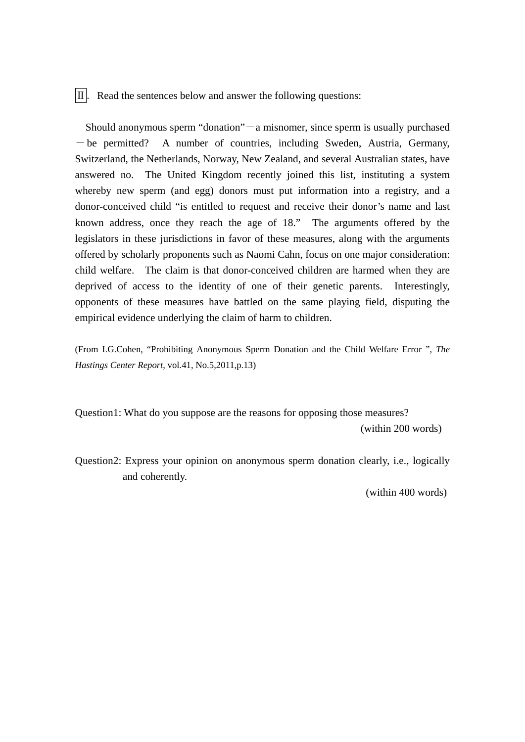Ⅱ. Read the sentences below and answer the following questions:

Should anonymous sperm “donation”－a misnomer, since sperm is usually purchased －be permitted? A number of countries, including Sweden, Austria, Germany, Switzerland, the Netherlands, Norway, New Zealand, and several Australian states, have answered no. The United Kingdom recently joined this list, instituting a system whereby new sperm (and egg) donors must put information into a registry, and a donor-conceived child “is entitled to request and receive their donor’s name and last known address, once they reach the age of 18.” The arguments offered by the legislators in these jurisdictions in favor of these measures, along with the arguments offered by scholarly proponents such as Naomi Cahn, focus on one major consideration: child welfare. The claim is that donor-conceived children are harmed when they are deprived of access to the identity of one of their genetic parents. Interestingly, opponents of these measures have battled on the same playing field, disputing the empirical evidence underlying the claim of harm to children.

(From I.G.Cohen, “Prohibiting Anonymous Sperm Donation and the Child Welfare Error ”, *The Hastings Center Report*, vol.41, No.5,2011,p.13)

Question1: What do you suppose are the reasons for opposing those measures?

(within 200 words)

Question2: Express your opinion on anonymous sperm donation clearly, i.e., logically and coherently.

(within 400 words)